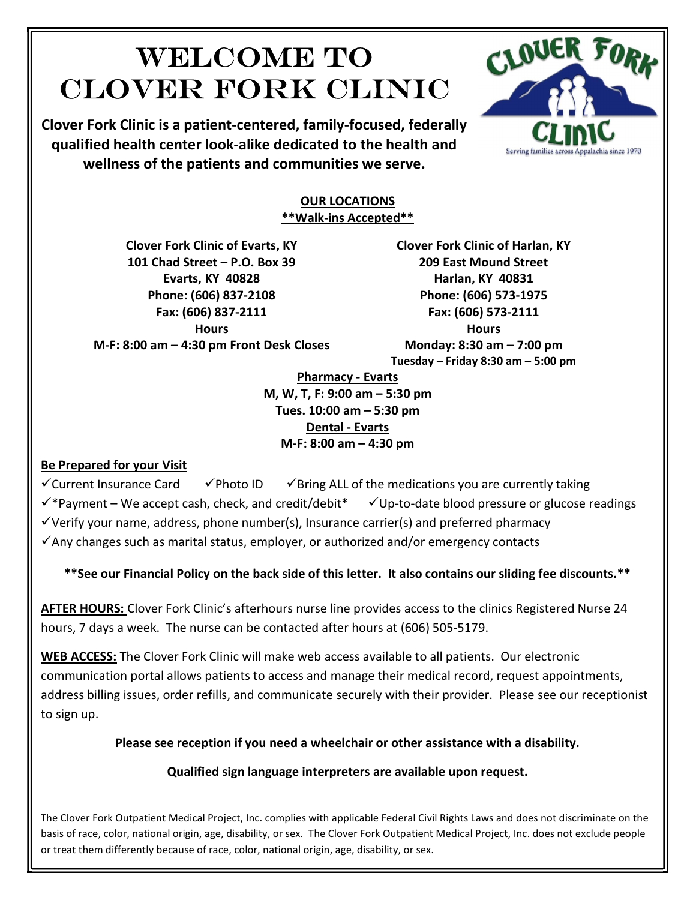# WELCOME TO CLOVER FORK CLINIC

**Clover Fork Clinic is a patient-centered, family-focused, federally qualified health center look-alike dedicated to the health and wellness of the patients and communities we serve.**

CLOVER FORK CLINIC

Serving families across Appalachia since 1970

## OUR LOCATIONS

**\*\*Walk-ins Accepted\*\***

**Clover Fork Clinic of Evarts, KY**
**101 Chad Street – P.O. Box 39**
**Evarts, KY 40828**
**Phone: (606) 837-2108**
**Fax: (606) 837-2111**
**Hours**
**M-F: 8:00 am – 4:30 pm Front Desk Closes**

**Clover Fork Clinic of Harlan, KY**
**209 East Mound Street**
**Harlan, KY 40831**
**Phone: (606) 573-1975**
**Fax: (606) 573-2111**
**Hours**
**Monday: 8:30 am – 7:00 pm**
**Tuesday – Friday 8:30 am – 5:00 pm**

**Pharmacy - Evarts**
**M, W, T, F: 9:00 am – 5:30 pm**
**Tues. 10:00 am – 5:30 pm**

**Dental - Evarts**
**M-F: 8:00 am – 4:30 pm**

## Be Prepared for your Visit

- ✓Current Insurance Card
- ✓Photo ID
- ✓Bring ALL of the medications you are currently taking
- ✓\*Payment – We accept cash, check, and credit/debit\*
- ✓Up-to-date blood pressure or glucose readings
- ✓Verify your name, address, phone number(s), Insurance carrier(s) and preferred pharmacy
- ✓Any changes such as marital status, employer, or authorized and/or emergency contacts

**\*\*See our Financial Policy on the back side of this letter. It also contains our sliding fee discounts.\*\***

**AFTER HOURS:** Clover Fork Clinic's afterhours nurse line provides access to the clinics Registered Nurse 24 hours, 7 days a week. The nurse can be contacted after hours at (606) 505-5179.

**WEB ACCESS:** The Clover Fork Clinic will make web access available to all patients. Our electronic communication portal allows patients to access and manage their medical record, request appointments, address billing issues, order refills, and communicate securely with their provider. Please see our receptionist to sign up.

**Please see reception if you need a wheelchair or other assistance with a disability.**

**Qualified sign language interpreters are available upon request.**

The Clover Fork Outpatient Medical Project, Inc. complies with applicable Federal Civil Rights Laws and does not discriminate on the basis of race, color, national origin, age, disability, or sex. The Clover Fork Outpatient Medical Project, Inc. does not exclude people or treat them differently because of race, color, national origin, age, disability, or sex.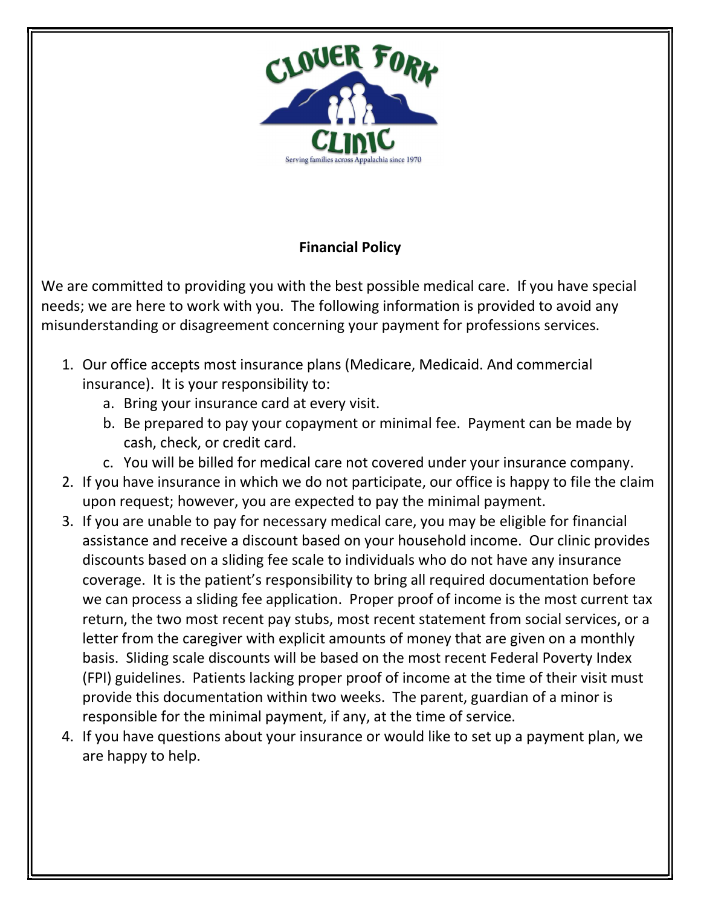CLOVER FORK

CLINIC

Serving families across Appalachia since 1970

**Financial Policy**

We are committed to providing you with the best possible medical care. If you have special needs; we are here to work with you. The following information is provided to avoid any misunderstanding or disagreement concerning your payment for professions services.

1. Our office accepts most insurance plans (Medicare, Medicaid. And commercial insurance). It is your responsibility to:
    a. Bring your insurance card at every visit.
    b. Be prepared to pay your copayment or minimal fee. Payment can be made by cash, check, or credit card.
    c. You will be billed for medical care not covered under your insurance company.
2. If you have insurance in which we do not participate, our office is happy to file the claim upon request; however, you are expected to pay the minimal payment.
3. If you are unable to pay for necessary medical care, you may be eligible for financial assistance and receive a discount based on your household income. Our clinic provides discounts based on a sliding fee scale to individuals who do not have any insurance coverage. It is the patient's responsibility to bring all required documentation before we can process a sliding fee application. Proper proof of income is the most current tax return, the two most recent pay stubs, most recent statement from social services, or a letter from the caregiver with explicit amounts of money that are given on a monthly basis. Sliding scale discounts will be based on the most recent Federal Poverty Index (FPI) guidelines. Patients lacking proper proof of income at the time of their visit must provide this documentation within two weeks. The parent, guardian of a minor is responsible for the minimal payment, if any, at the time of service.
4. If you have questions about your insurance or would like to set up a payment plan, we are happy to help.